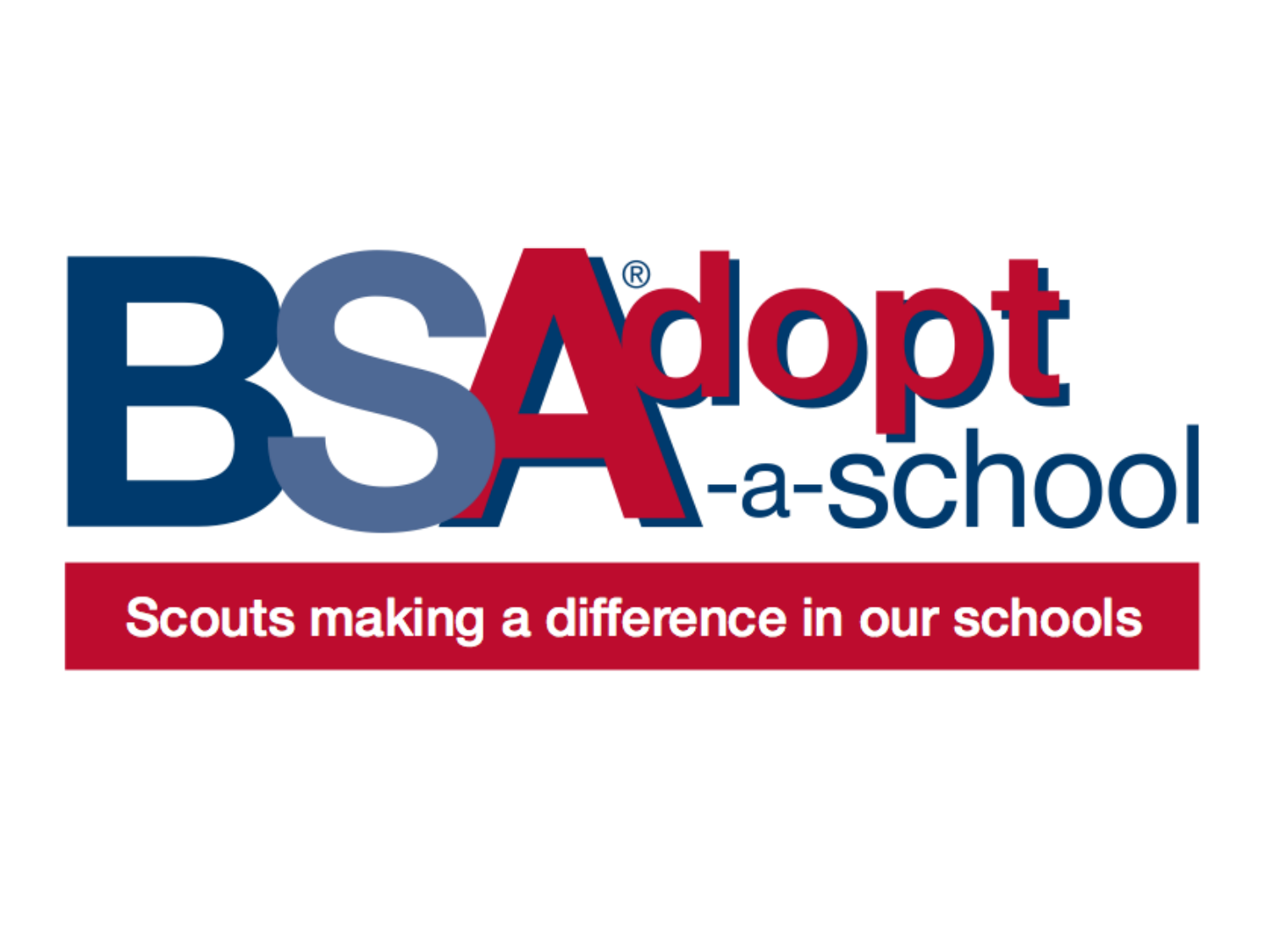# BSAdopt®-a-school

**Scouts making a difference in our schools**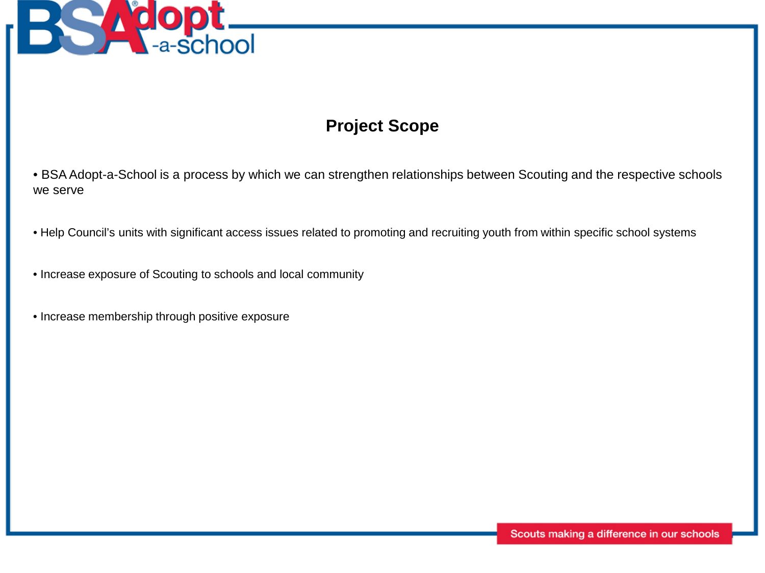## Project Scope

- BSA Adopt-a-School is a process by which we can strengthen relationships between Scouting and the respective schools we serve

- Help Council's units with significant access issues related to promoting and recruiting youth from within specific school systems

- Increase exposure of Scouting to schools and local community

- Increase membership through positive exposure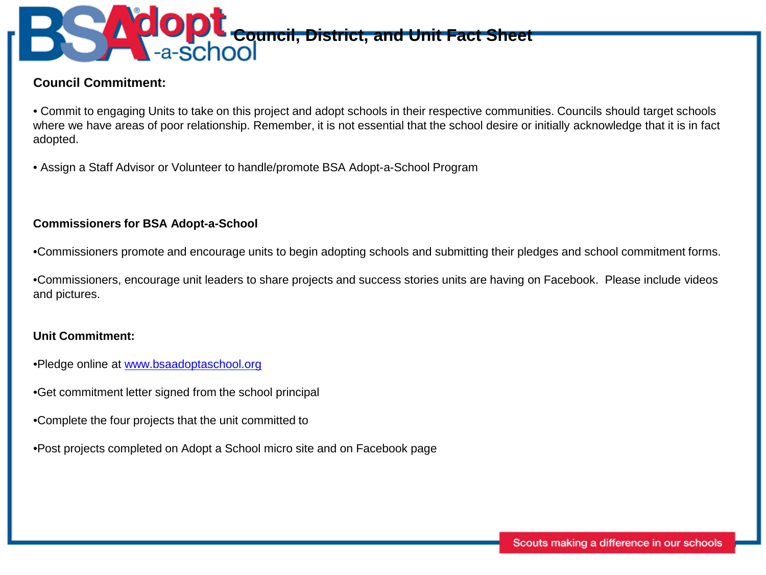# Council, District, and Unit Fact Sheet

**Council Commitment:**

• Commit to engaging Units to take on this project and adopt schools in their respective communities. Councils should target schools where we have areas of poor relationship. Remember, it is not essential that the school desire or initially acknowledge that it is in fact adopted.

• Assign a Staff Advisor or Volunteer to handle/promote BSA Adopt-a-School Program

**Commissioners for BSA Adopt-a-School**

•Commissioners promote and encourage units to begin adopting schools and submitting their pledges and school commitment forms.

•Commissioners, encourage unit leaders to share projects and success stories units are having on Facebook. Please include videos and pictures.

**Unit Commitment:**

•Pledge online at [www.bsaadoptaschool.org](http://www.bsaadoptaschool.org)

•Get commitment letter signed from the school principal

•Complete the four projects that the unit committed to

•Post projects completed on Adopt a School micro site and on Facebook page

Scouts making a difference in our schools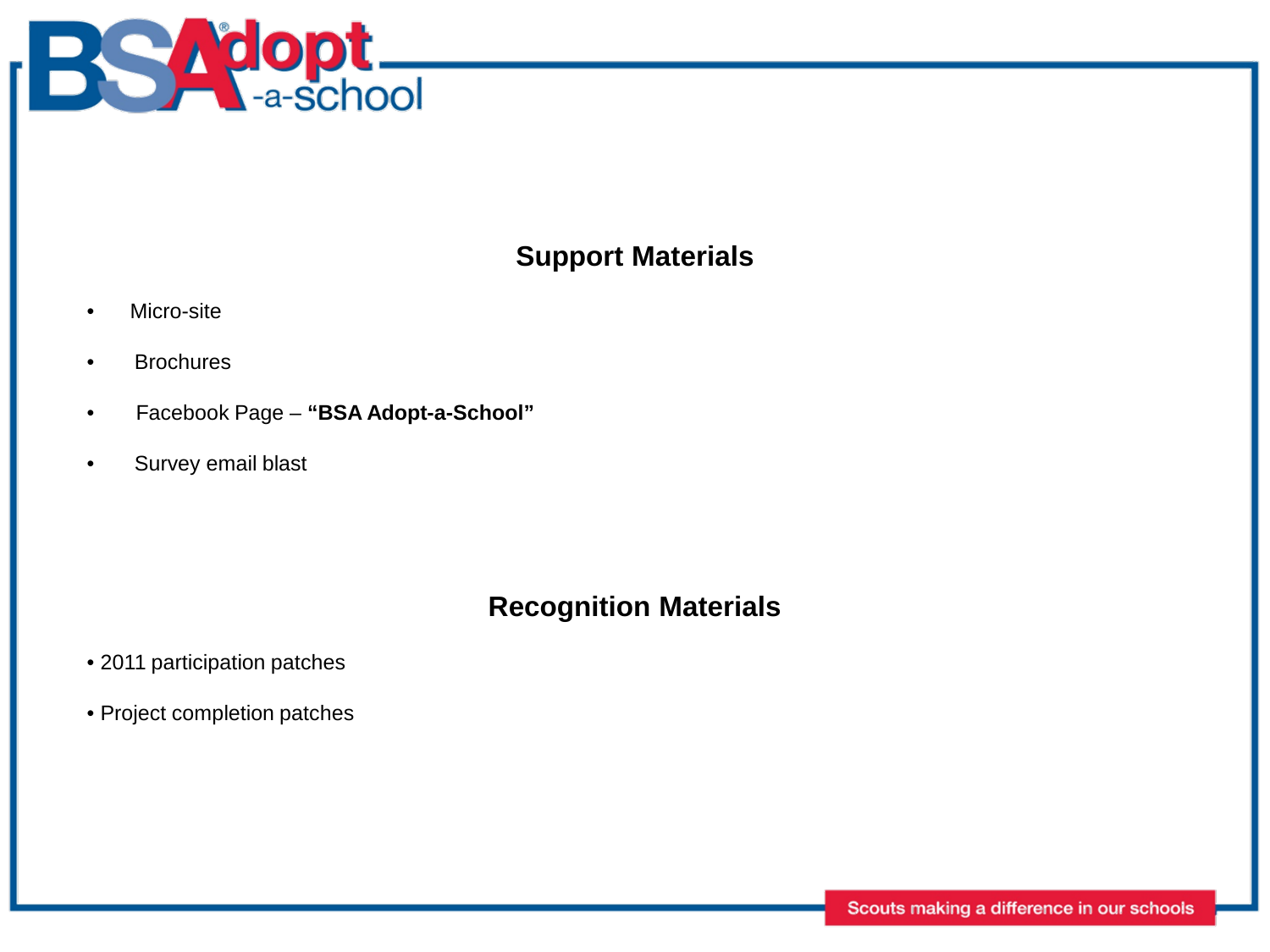## Support Materials

- Micro-site
- Brochures
- Facebook Page – **"BSA Adopt-a-School"**
- Survey email blast

## Recognition Materials

- 2011 participation patches
- Project completion patches

Scouts making a difference in our schools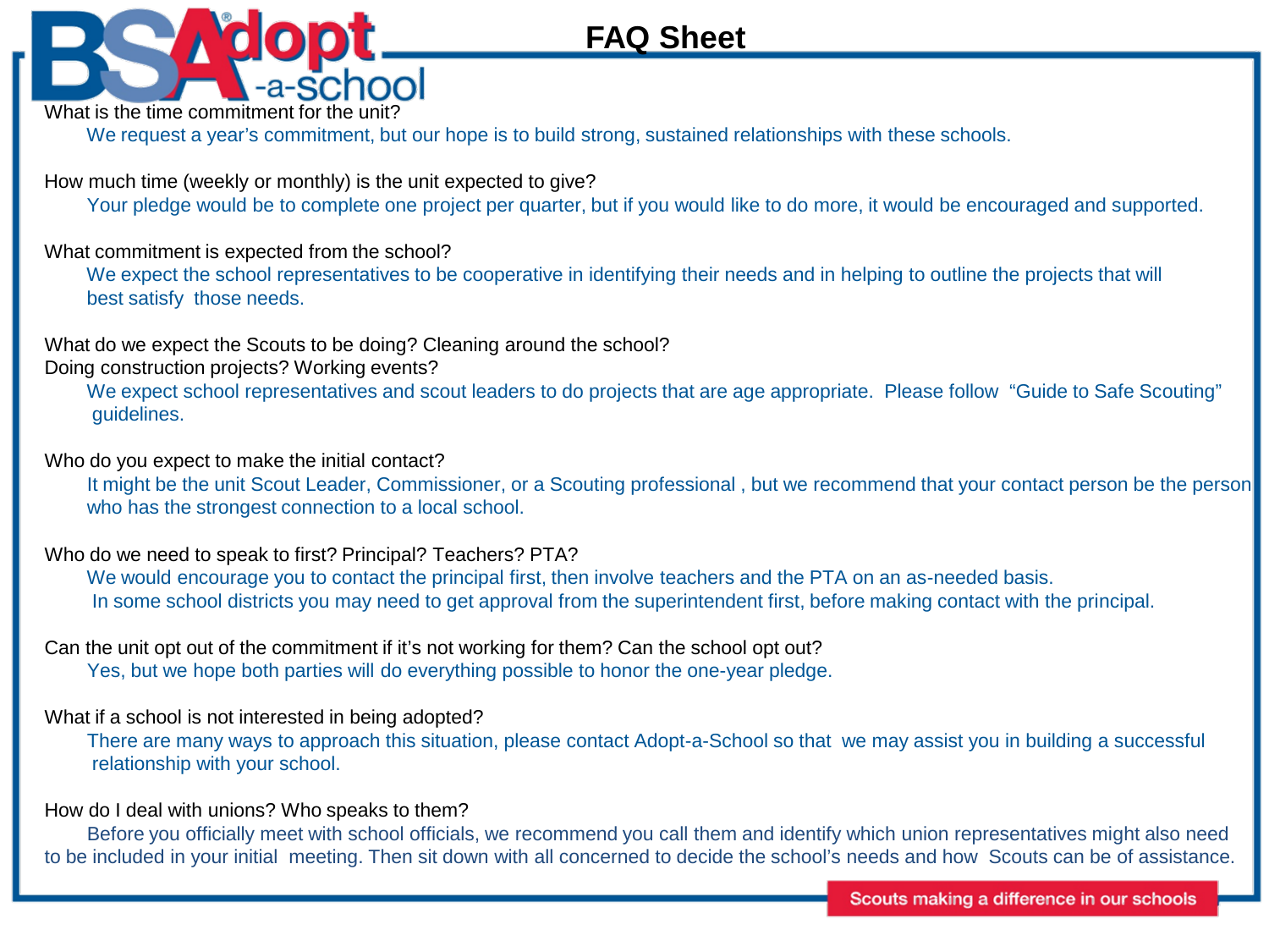# FAQ Sheet

What is the time commitment for the unit?

We request a year's commitment, but our hope is to build strong, sustained relationships with these schools.

How much time (weekly or monthly) is the unit expected to give?

Your pledge would be to complete one project per quarter, but if you would like to do more, it would be encouraged and supported.

What commitment is expected from the school?

We expect the school representatives to be cooperative in identifying their needs and in helping to outline the projects that will best satisfy those needs.

What do we expect the Scouts to be doing? Cleaning around the school? Doing construction projects? Working events?

We expect school representatives and scout leaders to do projects that are age appropriate. Please follow "Guide to Safe Scouting" guidelines.

Who do you expect to make the initial contact?

It might be the unit Scout Leader, Commissioner, or a Scouting professional , but we recommend that your contact person be the person who has the strongest connection to a local school.

Who do we need to speak to first? Principal? Teachers? PTA?

We would encourage you to contact the principal first, then involve teachers and the PTA on an as-needed basis. In some school districts you may need to get approval from the superintendent first, before making contact with the principal.

Can the unit opt out of the commitment if it's not working for them? Can the school opt out?

Yes, but we hope both parties will do everything possible to honor the one-year pledge.

What if a school is not interested in being adopted?

There are many ways to approach this situation, please contact Adopt-a-School so that we may assist you in building a successful relationship with your school.

How do I deal with unions? Who speaks to them?

Before you officially meet with school officials, we recommend you call them and identify which union representatives might also need to be included in your initial meeting. Then sit down with all concerned to decide the school's needs and how Scouts can be of assistance.

Scouts making a difference in our schools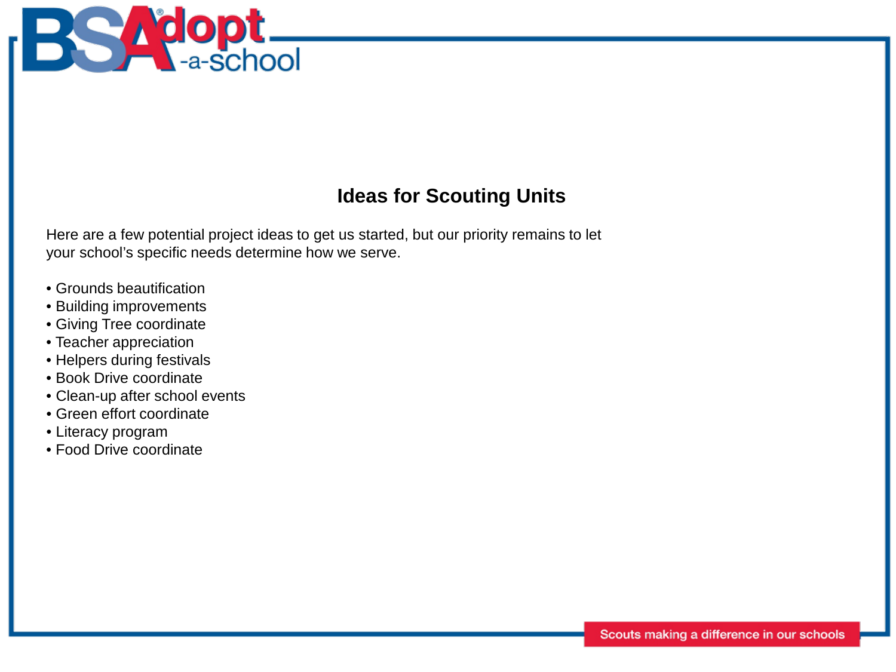## Ideas for Scouting Units

Here are a few potential project ideas to get us started, but our priority remains to let your school's specific needs determine how we serve.

- Grounds beautification
- Building improvements
- Giving Tree coordinate
- Teacher appreciation
- Helpers during festivals
- Book Drive coordinate
- Clean-up after school events
- Green effort coordinate
- Literacy program
- Food Drive coordinate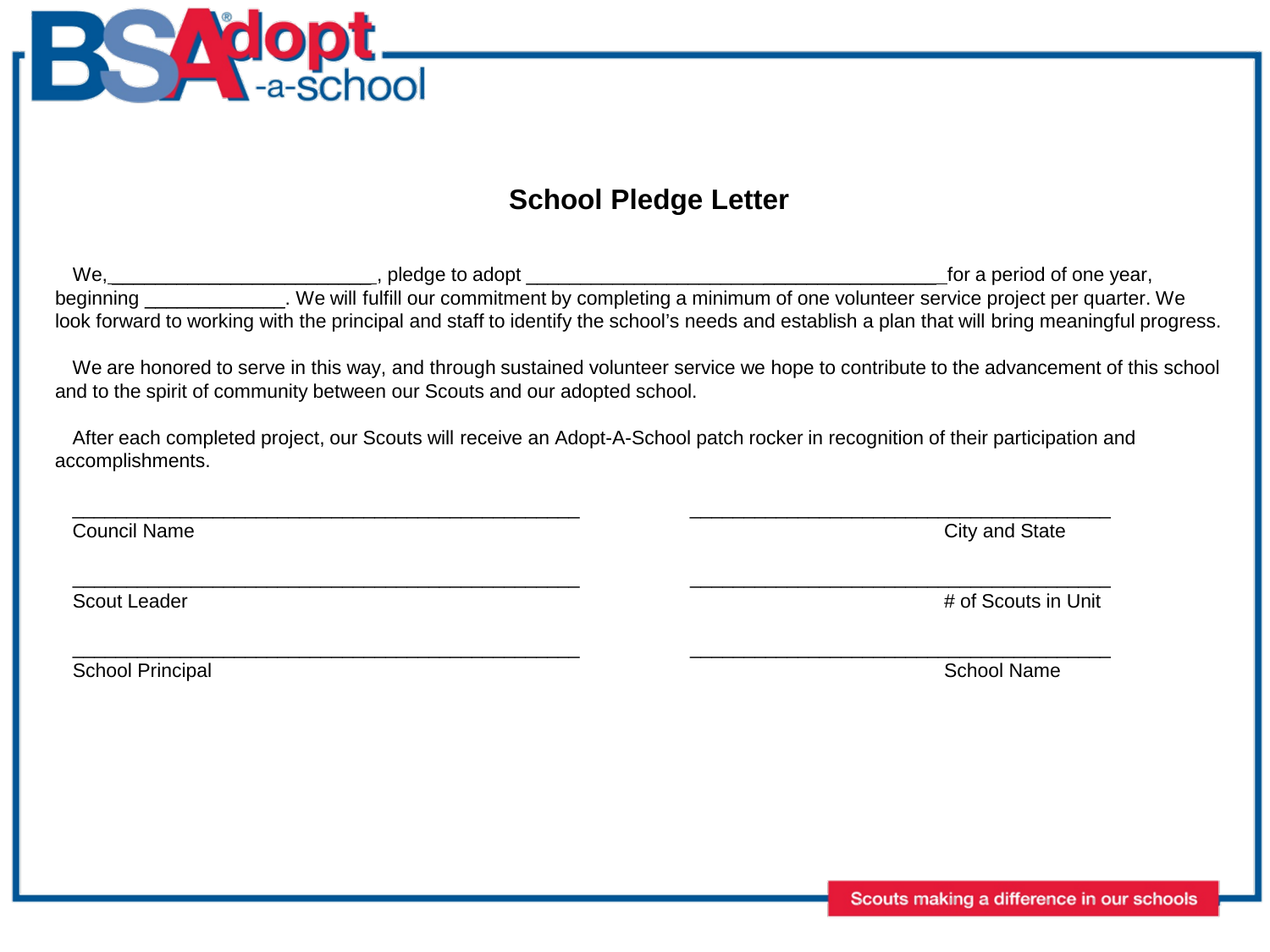BSAdopt-a-school

## School Pledge Letter

We,_________________________, pledge to adopt _______________________________________for a period of one year, beginning _____________. We will fulfill our commitment by completing a minimum of one volunteer service project per quarter. We look forward to working with the principal and staff to identify the school's needs and establish a plan that will bring meaningful progress.

We are honored to serve in this way, and through sustained volunteer service we hope to contribute to the advancement of this school and to the spirit of community between our Scouts and our adopted school.

After each completed project, our Scouts will receive an Adopt-A-School patch rocker in recognition of their participation and accomplishments.

_______________________________________________ 
Council Name

_______________________________________ 
City and State

_______________________________________________ 
Scout Leader

_______________________________________ 
# of Scouts in Unit

_______________________________________________ 
School Principal

_______________________________________ 
School Name

Scouts making a difference in our schools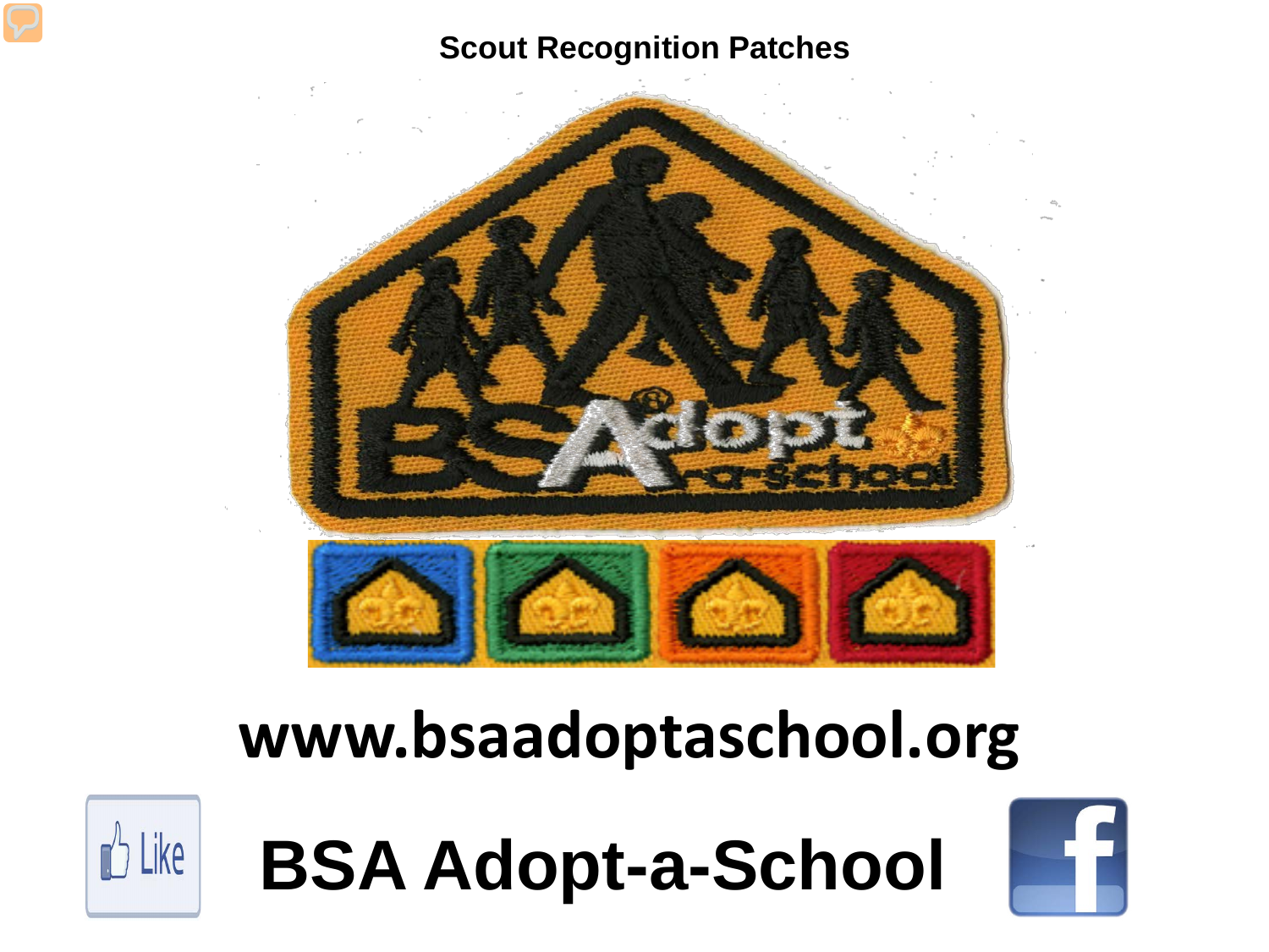Scout Recognition Patches

www.bsaadoptaschool.org

BSA Adopt-a-School